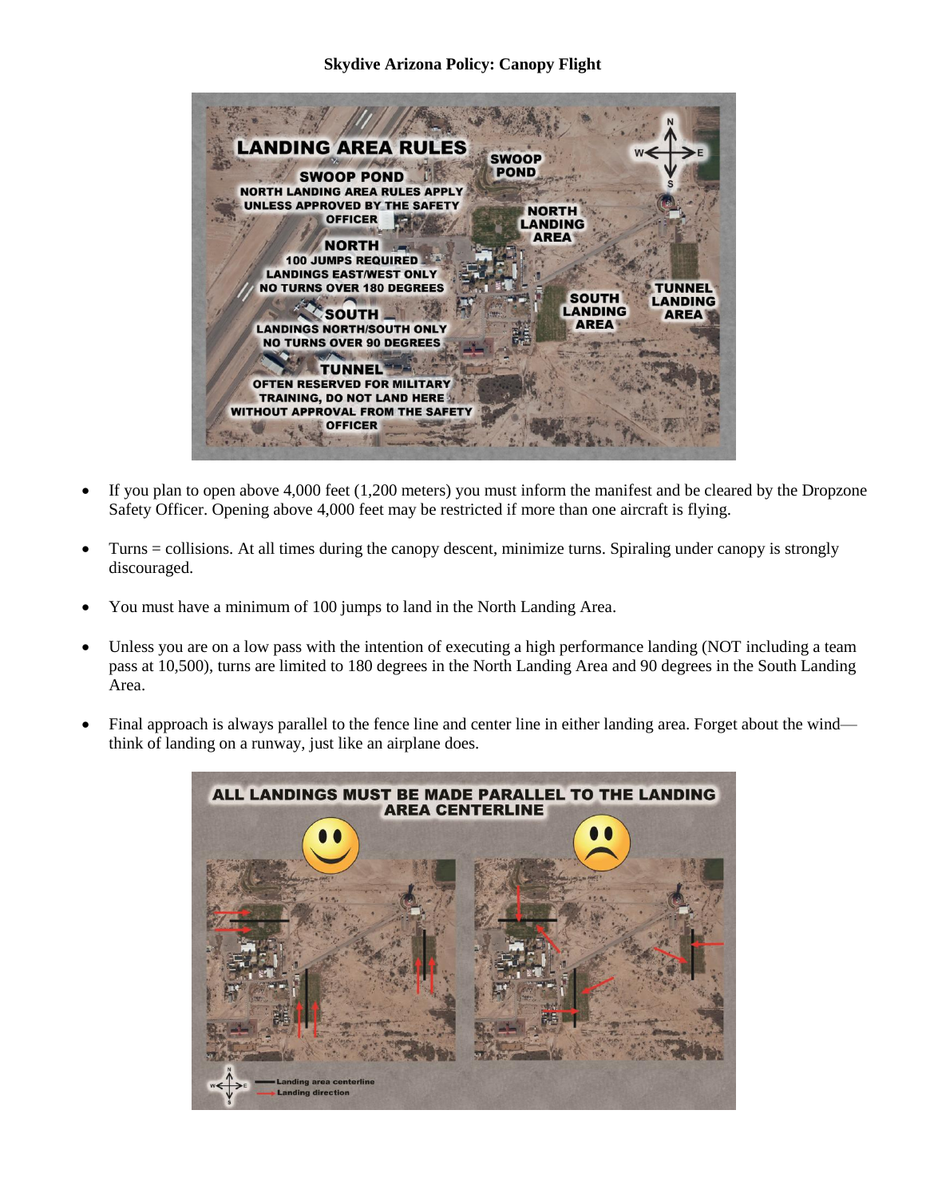**Skydive Arizona Policy: Canopy Flight**

- If you plan to open above 4,000 feet (1,200 meters) you must inform the manifest and be cleared by the Dropzone Safety Officer. Opening above 4,000 feet may be restricted if more than one aircraft is flying.
- Turns = collisions. At all times during the canopy descent, minimize turns. Spiraling under canopy is strongly discouraged.
- You must have a minimum of 100 jumps to land in the North Landing Area.
- Unless you are on a low pass with the intention of executing a high performance landing (NOT including a team pass at 10,500), turns are limited to 180 degrees in the North Landing Area and 90 degrees in the South Landing Area.
- Final approach is always parallel to the fence line and center line in either landing area. Forget about the wind—think of landing on a runway, just like an airplane does.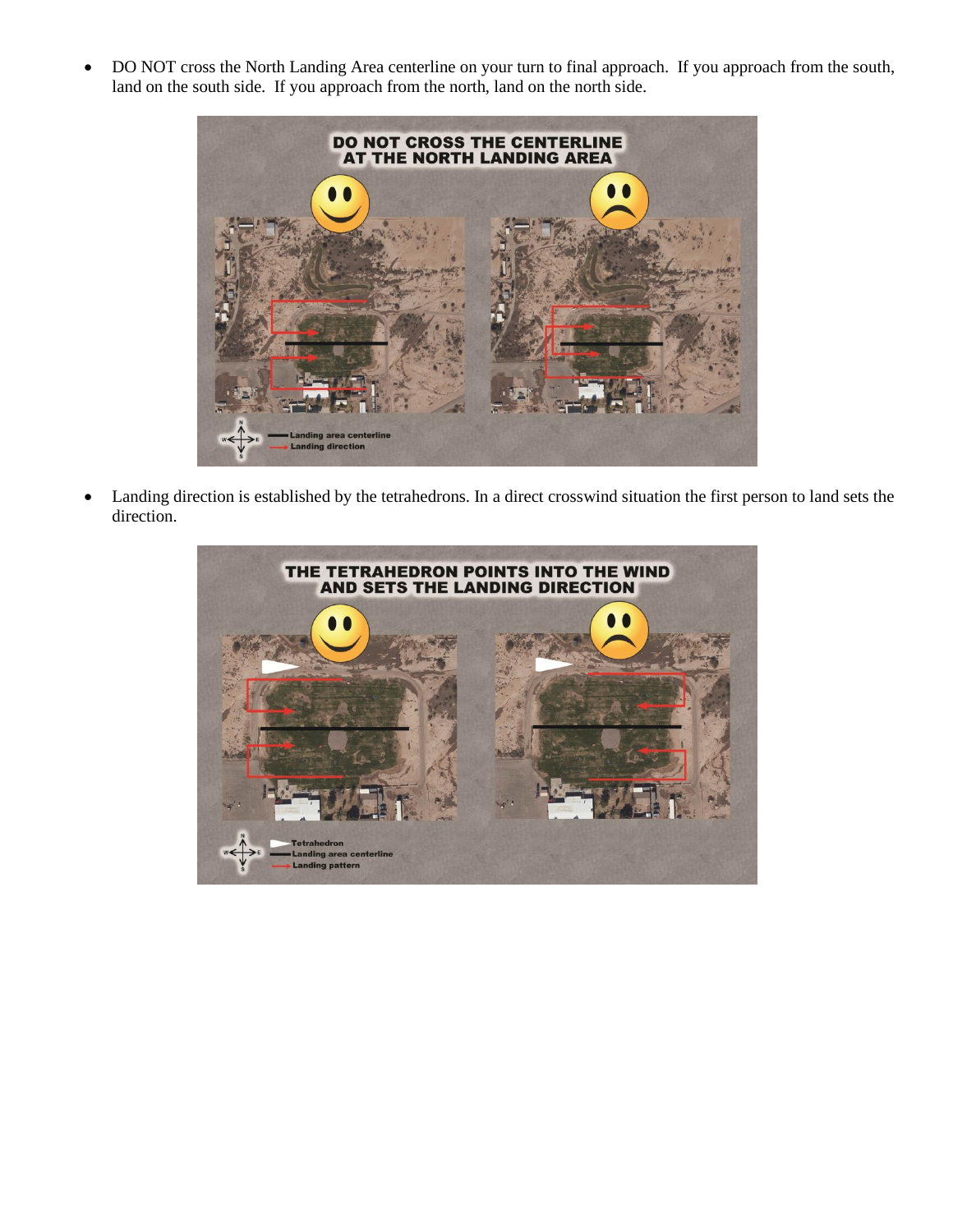- DO NOT cross the North Landing Area centerline on your turn to final approach. If you approach from the south, land on the south side. If you approach from the north, land on the north side.

- Landing direction is established by the tetrahedrons. In a direct crosswind situation the first person to land sets the direction.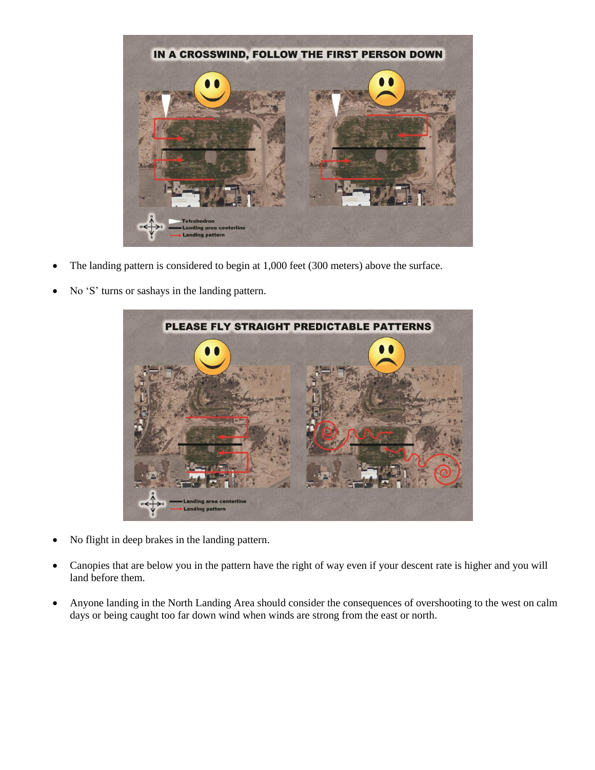- The landing pattern is considered to begin at 1,000 feet (300 meters) above the surface.
- No 'S' turns or sashays in the landing pattern.

- No flight in deep brakes in the landing pattern.
- Canopies that are below you in the pattern have the right of way even if your descent rate is higher and you will land before them.
- Anyone landing in the North Landing Area should consider the consequences of overshooting to the west on calm days or being caught too far down wind when winds are strong from the east or north.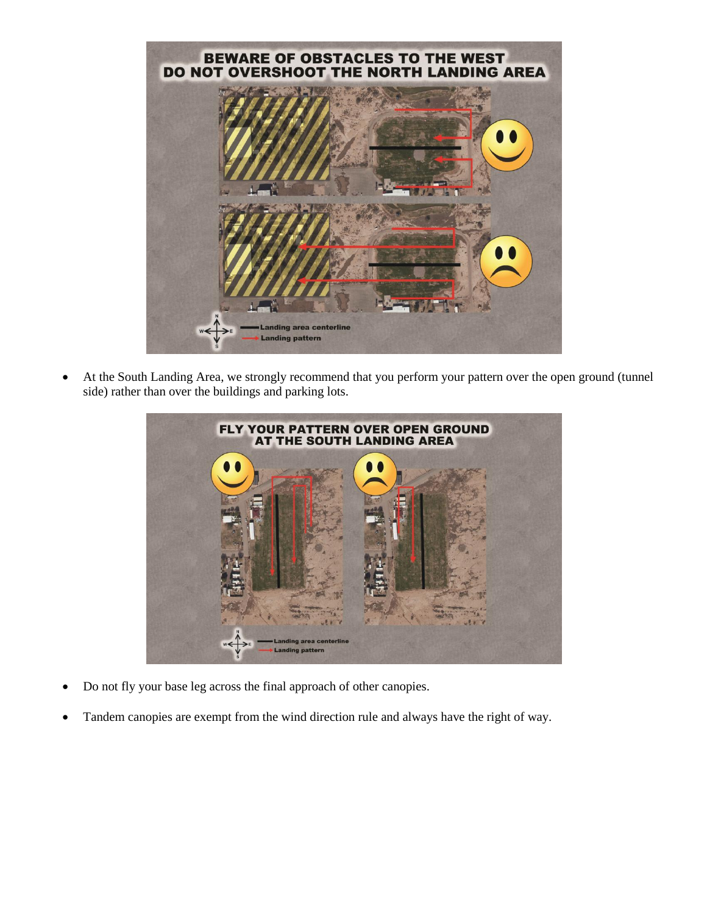BEWARE OF OBSTACLES TO THE WEST
DO NOT OVERSHOOT THE NORTH LANDING AREA

Landing area centerline
Landing pattern

- At the South Landing Area, we strongly recommend that you perform your pattern over the open ground (tunnel side) rather than over the buildings and parking lots.

FLY YOUR PATTERN OVER OPEN GROUND
AT THE SOUTH LANDING AREA

Landing area centerline
Landing pattern

- Do not fly your base leg across the final approach of other canopies.
- Tandem canopies are exempt from the wind direction rule and always have the right of way.